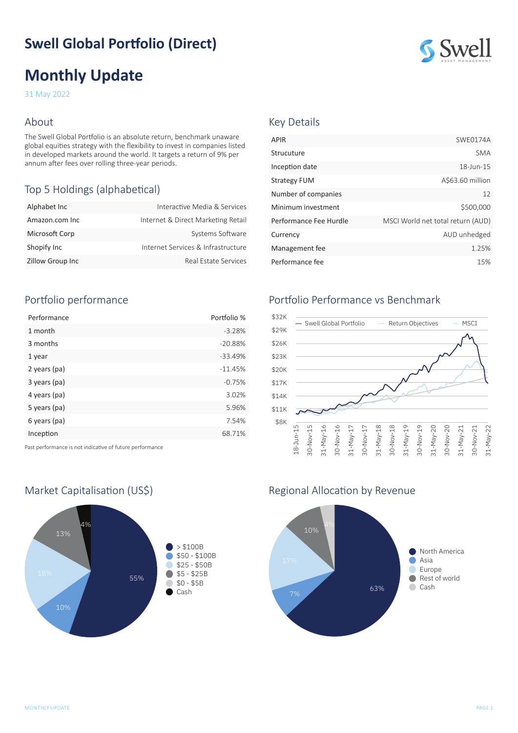# Swell Global Portfolio (Direct)

# Monthly Update

31 May 2022

## About

The Swell Global Portfolio is an absolute return, benchmark unaware global equities strategy with the flexibility to invest in companies listed in developed markets around the world. It targets a return of 9% per annum after fees over rolling three-year periods.

## Key Details

| | |
|---|---|
| APIR | SWE0174A |
| Strucuture | SMA |
| Inception date | 18-Jun-15 |
| Strategy FUM | A$63.60 million |
| Number of companies | 12 |
| Minimum investment | $500,000 |
| Performance Fee Hurdle | MSCI World net total return (AUD) |
| Currency | AUD unhedged |
| Management fee | 1.25% |
| Performance fee | 15% |

## Top 5 Holdings (alphabetical)

| | |
|---|---|
| Alphabet Inc | Interactive Media & Services |
| Amazon.com Inc | Internet & Direct Marketing Retail |
| Microsoft Corp | Systems Software |
| Shopify Inc | Internet Services & Infrastructure |
| Zillow Group Inc | Real Estate Services |

## Portfolio performance

| Performance | Portfolio % |
|---|---|
| 1 month | -3.28% |
| 3 months | -20.88% |
| 1 year | -33.49% |
| 2 years (pa) | -11.45% |
| 3 years (pa) | -0.75% |
| 4 years (pa) | 3.02% |
| 5 years (pa) | 5.96% |
| 6 years (pa) | 7.54% |
| Inception | 68.71% |

Past performance is not indicative of future performance

## Portfolio Performance vs Benchmark

Legend: Swell Global Portfolio, Return Objectives, MSCI

Y-axis: $8K, $11K, $14K, $17K, $20K, $23K, $26K, $29K, $32K

X-axis: 18-Jun-15, 30-Nov-15, 31-May-16, 30-Nov-16, 31-May-17, 30-Nov-17, 31-May-18, 30-Nov-18, 31-May-19, 30-Nov-19, 31-May-20, 30-Nov-20, 31-May-21, 30-Nov-21, 31-May-22

## Market Capitalisation (US$)

| Category | % |
|---|---|
| > $100B | 55% |
| $50 - $100B | 10% |
| $25 - $50B | 18% |
| $5 - $25B | 13% |
| $0 - $5B | |
| Cash | 4% |

## Regional Allocation by Revenue

| Region | % |
|---|---|
| North America | 63% |
| Asia | 7% |
| Europe | 17% |
| Rest of world | 10% |
| Cash | 4% |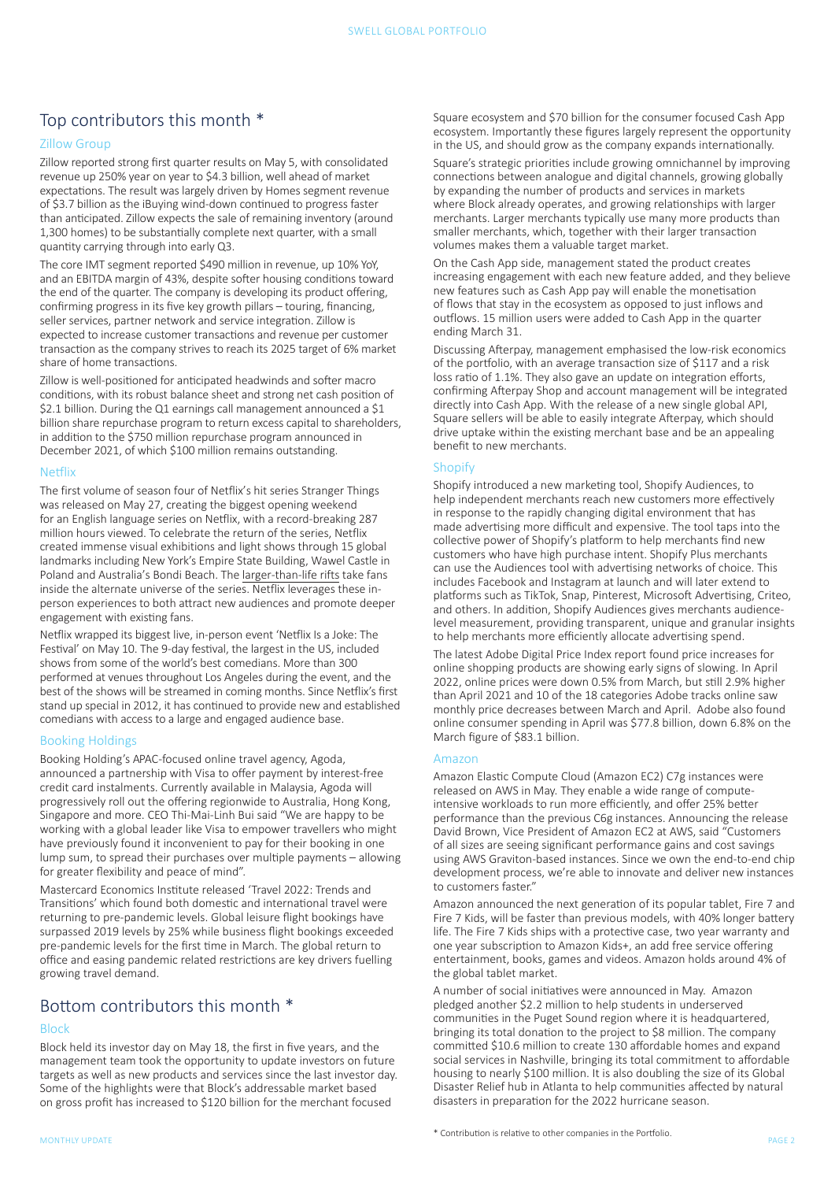## Top contributors this month *

### Zillow Group

Zillow reported strong first quarter results on May 5, with consolidated revenue up 250% year on year to $4.3 billion, well ahead of market expectations. The result was largely driven by Homes segment revenue of $3.7 billion as the iBuying wind-down continued to progress faster than anticipated. Zillow expects the sale of remaining inventory (around 1,300 homes) to be substantially complete next quarter, with a small quantity carrying through into early Q3.

The core IMT segment reported $490 million in revenue, up 10% YoY, and an EBITDA margin of 43%, despite softer housing conditions toward the end of the quarter. The company is developing its product offering, confirming progress in its five key growth pillars – touring, financing, seller services, partner network and service integration. Zillow is expected to increase customer transactions and revenue per customer transaction as the company strives to reach its 2025 target of 6% market share of home transactions.

Zillow is well-positioned for anticipated headwinds and softer macro conditions, with its robust balance sheet and strong net cash position of $2.1 billion. During the Q1 earnings call management announced a $1 billion share repurchase program to return excess capital to shareholders, in addition to the $750 million repurchase program announced in December 2021, of which $100 million remains outstanding.

### Netflix

The first volume of season four of Netflix's hit series Stranger Things was released on May 27, creating the biggest opening weekend for an English language series on Netflix, with a record-breaking 287 million hours viewed. To celebrate the return of the series, Netflix created immense visual exhibitions and light shows through 15 global landmarks including New York's Empire State Building, Wawel Castle in Poland and Australia's Bondi Beach. The larger-than-life rifts take fans inside the alternate universe of the series. Netflix leverages these in-person experiences to both attract new audiences and promote deeper engagement with existing fans.

Netflix wrapped its biggest live, in-person event 'Netflix Is a Joke: The Festival' on May 10. The 9-day festival, the largest in the US, included shows from some of the world's best comedians. More than 300 performed at venues throughout Los Angeles during the event, and the best of the shows will be streamed in coming months. Since Netflix's first stand up special in 2012, it has continued to provide new and established comedians with access to a large and engaged audience base.

### Booking Holdings

Booking Holding's APAC-focused online travel agency, Agoda, announced a partnership with Visa to offer payment by interest-free credit card instalments. Currently available in Malaysia, Agoda will progressively roll out the offering regionwide to Australia, Hong Kong, Singapore and more. CEO Thi-Mai-Linh Bui said "We are happy to be working with a global leader like Visa to empower travellers who might have previously found it inconvenient to pay for their booking in one lump sum, to spread their purchases over multiple payments – allowing for greater flexibility and peace of mind".

Mastercard Economics Institute released 'Travel 2022: Trends and Transitions' which found both domestic and international travel were returning to pre-pandemic levels. Global leisure flight bookings have surpassed 2019 levels by 25% while business flight bookings exceeded pre-pandemic levels for the first time in March. The global return to office and easing pandemic related restrictions are key drivers fuelling growing travel demand.

## Bottom contributors this month *

### Block

Block held its investor day on May 18, the first in five years, and the management team took the opportunity to update investors on future targets as well as new products and services since the last investor day. Some of the highlights were that Block's addressable market based on gross profit has increased to $120 billion for the merchant focused Square ecosystem and $70 billion for the consumer focused Cash App ecosystem. Importantly these figures largely represent the opportunity in the US, and should grow as the company expands internationally.

Square's strategic priorities include growing omnichannel by improving connections between analogue and digital channels, growing globally by expanding the number of products and services in markets where Block already operates, and growing relationships with larger merchants. Larger merchants typically use many more products than smaller merchants, which, together with their larger transaction volumes makes them a valuable target market.

On the Cash App side, management stated the product creates increasing engagement with each new feature added, and they believe new features such as Cash App pay will enable the monetisation of flows that stay in the ecosystem as opposed to just inflows and outflows. 15 million users were added to Cash App in the quarter ending March 31.

Discussing Afterpay, management emphasised the low-risk economics of the portfolio, with an average transaction size of $117 and a risk loss ratio of 1.1%. They also gave an update on integration efforts, confirming Afterpay Shop and account management will be integrated directly into Cash App. With the release of a new single global API, Square sellers will be able to easily integrate Afterpay, which should drive uptake within the existing merchant base and be an appealing benefit to new merchants.

### Shopify

Shopify introduced a new marketing tool, Shopify Audiences, to help independent merchants reach new customers more effectively in response to the rapidly changing digital environment that has made advertising more difficult and expensive. The tool taps into the collective power of Shopify's platform to help merchants find new customers who have high purchase intent. Shopify Plus merchants can use the Audiences tool with advertising networks of choice. This includes Facebook and Instagram at launch and will later extend to platforms such as TikTok, Snap, Pinterest, Microsoft Advertising, Criteo, and others. In addition, Shopify Audiences gives merchants audience-level measurement, providing transparent, unique and granular insights to help merchants more efficiently allocate advertising spend.

The latest Adobe Digital Price Index report found price increases for online shopping products are showing early signs of slowing. In April 2022, online prices were down 0.5% from March, but still 2.9% higher than April 2021 and 10 of the 18 categories Adobe tracks online saw monthly price decreases between March and April. Adobe also found online consumer spending in April was $77.8 billion, down 6.8% on the March figure of $83.1 billion.

### Amazon

Amazon Elastic Compute Cloud (Amazon EC2) C7g instances were released on AWS in May. They enable a wide range of compute-intensive workloads to run more efficiently, and offer 25% better performance than the previous C6g instances. Announcing the release David Brown, Vice President of Amazon EC2 at AWS, said "Customers of all sizes are seeing significant performance gains and cost savings using AWS Graviton-based instances. Since we own the end-to-end chip development process, we're able to innovate and deliver new instances to customers faster."

Amazon announced the next generation of its popular tablet, Fire 7 and Fire 7 Kids, will be faster than previous models, with 40% longer battery life. The Fire 7 Kids ships with a protective case, two year warranty and one year subscription to Amazon Kids+, an add free service offering entertainment, books, games and videos. Amazon holds around 4% of the global tablet market.

A number of social initiatives were announced in May. Amazon pledged another $2.2 million to help students in underserved communities in the Puget Sound region where it is headquartered, bringing its total donation to the project to $8 million. The company committed $10.6 million to create 130 affordable homes and expand social services in Nashville, bringing its total commitment to affordable housing to nearly $100 million. It is also doubling the size of its Global Disaster Relief hub in Atlanta to help communities affected by natural disasters in preparation for the 2022 hurricane season.

* Contribution is relative to other companies in the Portfolio.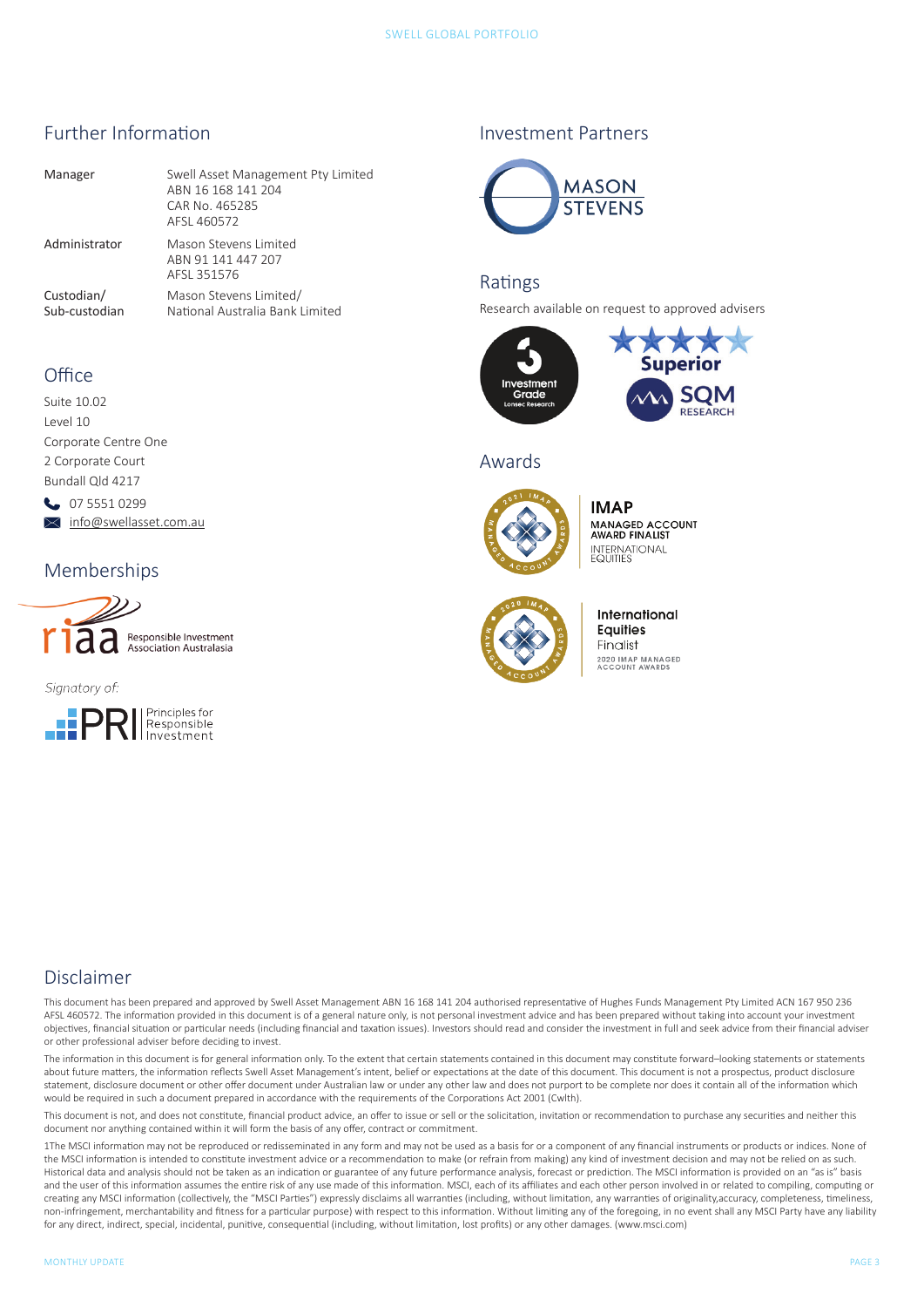## Further Information

| | |
|---|---|
| Manager | Swell Asset Management Pty Limited<br>ABN 16 168 141 204<br>CAR No. 465285<br>AFSL 460572 |
| Administrator | Mason Stevens Limited<br>ABN 91 141 447 207<br>AFSL 351576 |
| Custodian/<br>Sub-custodian | Mason Stevens Limited/<br>National Australia Bank Limited |

## Office

Suite 10.02
Level 10
Corporate Centre One
2 Corporate Court
Bundall Qld 4217

07 5551 0299
info@swellasset.com.au

## Memberships

riaa Responsible Investment Association Australasia

*Signatory of:*

PRI Principles for Responsible Investment

## Investment Partners

MASON STEVENS

## Ratings

Research available on request to approved advisers

Investment Grade Lonsec Research

Superior SQM RESEARCH

## Awards

2021 IMAP MANAGED ACCOUNT AWARDS

IMAP MANAGED ACCOUNT AWARD FINALIST INTERNATIONAL EQUITIES

2020 IMAP MANAGED ACCOUNT AWARDS

International Equities Finalist 2020 IMAP MANAGED ACCOUNT AWARDS

## Disclaimer

This document has been prepared and approved by Swell Asset Management ABN 16 168 141 204 authorised representative of Hughes Funds Management Pty Limited ACN 167 950 236 AFSL 460572. The information provided in this document is of a general nature only, is not personal investment advice and has been prepared without taking into account your investment objectives, financial situation or particular needs (including financial and taxation issues). Investors should read and consider the investment in full and seek advice from their financial adviser or other professional adviser before deciding to invest.

The information in this document is for general information only. To the extent that certain statements contained in this document may constitute forward–looking statements or statements about future matters, the information reflects Swell Asset Management's intent, belief or expectations at the date of this document. This document is not a prospectus, product disclosure statement, disclosure document or other offer document under Australian law or under any other law and does not purport to be complete nor does it contain all of the information which would be required in such a document prepared in accordance with the requirements of the Corporations Act 2001 (Cwlth).

This document is not, and does not constitute, financial product advice, an offer to issue or sell or the solicitation, invitation or recommendation to purchase any securities and neither this document nor anything contained within it will form the basis of any offer, contract or commitment.

1The MSCI information may not be reproduced or redisseminated in any form and may not be used as a basis for or a component of any financial instruments or products or indices. None of the MSCI information is intended to constitute investment advice or a recommendation to make (or refrain from making) any kind of investment decision and may not be relied on as such. Historical data and analysis should not be taken as an indication or guarantee of any future performance analysis, forecast or prediction. The MSCI information is provided on an "as is" basis and the user of this information assumes the entire risk of any use made of this information. MSCI, each of its affiliates and each other person involved in or related to compiling, computing or creating any MSCI information (collectively, the "MSCI Parties") expressly disclaims all warranties (including, without limitation, any warranties of originality,accuracy, completeness, timeliness, non-infringement, merchantability and fitness for a particular purpose) with respect to this information. Without limiting any of the foregoing, in no event shall any MSCI Party have any liability for any direct, indirect, special, incidental, punitive, consequential (including, without limitation, lost profits) or any other damages. (www.msci.com)